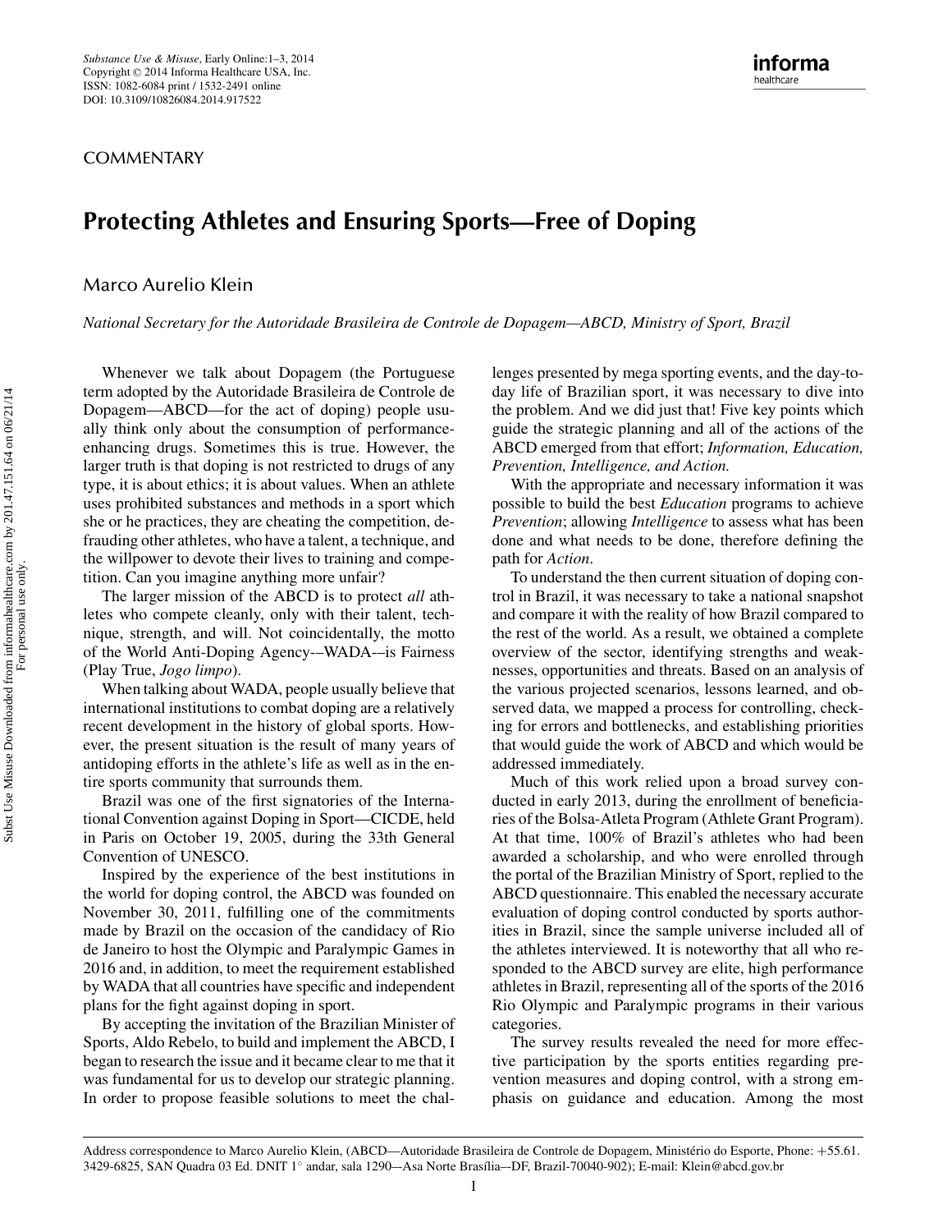COMMENTARY

# Protecting Athletes and Ensuring Sports—Free of Doping

Marco Aurelio Klein

*National Secretary for the Autoridade Brasileira de Controle de Dopagem—ABCD, Ministry of Sport, Brazil*

Whenever we talk about Dopagem (the Portuguese term adopted by the Autoridade Brasileira de Controle de Dopagem—ABCD—for the act of doping) people usually think only about the consumption of performance-enhancing drugs. Sometimes this is true. However, the larger truth is that doping is not restricted to drugs of any type, it is about ethics; it is about values. When an athlete uses prohibited substances and methods in a sport which she or he practices, they are cheating the competition, defrauding other athletes, who have a talent, a technique, and the willpower to devote their lives to training and competition. Can you imagine anything more unfair?

The larger mission of the ABCD is to protect *all* athletes who compete cleanly, only with their talent, technique, strength, and will. Not coincidentally, the motto of the World Anti-Doping Agency-–WADA-–is Fairness (Play True, *Jogo limpo*).

When talking about WADA, people usually believe that international institutions to combat doping are a relatively recent development in the history of global sports. However, the present situation is the result of many years of antidoping efforts in the athlete's life as well as in the entire sports community that surrounds them.

Brazil was one of the first signatories of the International Convention against Doping in Sport—CICDE, held in Paris on October 19, 2005, during the 33th General Convention of UNESCO.

Inspired by the experience of the best institutions in the world for doping control, the ABCD was founded on November 30, 2011, fulfilling one of the commitments made by Brazil on the occasion of the candidacy of Rio de Janeiro to host the Olympic and Paralympic Games in 2016 and, in addition, to meet the requirement established by WADA that all countries have specific and independent plans for the fight against doping in sport.

By accepting the invitation of the Brazilian Minister of Sports, Aldo Rebelo, to build and implement the ABCD, I began to research the issue and it became clear to me that it was fundamental for us to develop our strategic planning. In order to propose feasible solutions to meet the challenges presented by mega sporting events, and the day-to-day life of Brazilian sport, it was necessary to dive into the problem. And we did just that! Five key points which guide the strategic planning and all of the actions of the ABCD emerged from that effort; *Information, Education, Prevention, Intelligence, and Action.*

With the appropriate and necessary information it was possible to build the best *Education* programs to achieve *Prevention*; allowing *Intelligence* to assess what has been done and what needs to be done, therefore defining the path for *Action*.

To understand the then current situation of doping control in Brazil, it was necessary to take a national snapshot and compare it with the reality of how Brazil compared to the rest of the world. As a result, we obtained a complete overview of the sector, identifying strengths and weaknesses, opportunities and threats. Based on an analysis of the various projected scenarios, lessons learned, and observed data, we mapped a process for controlling, checking for errors and bottlenecks, and establishing priorities that would guide the work of ABCD and which would be addressed immediately.

Much of this work relied upon a broad survey conducted in early 2013, during the enrollment of beneficiaries of the Bolsa-Atleta Program (Athlete Grant Program). At that time, 100% of Brazil's athletes who had been awarded a scholarship, and who were enrolled through the portal of the Brazilian Ministry of Sport, replied to the ABCD questionnaire. This enabled the necessary accurate evaluation of doping control conducted by sports authorities in Brazil, since the sample universe included all of the athletes interviewed. It is noteworthy that all who responded to the ABCD survey are elite, high performance athletes in Brazil, representing all of the sports of the 2016 Rio Olympic and Paralympic programs in their various categories.

The survey results revealed the need for more effective participation by the sports entities regarding prevention measures and doping control, with a strong emphasis on guidance and education. Among the most

Address correspondence to Marco Aurelio Klein, (ABCD—Autoridade Brasileira de Controle de Dopagem, Ministério do Esporte, Phone: +55.61. 3429-6825, SAN Quadra 03 Ed. DNIT 1° andar, sala 1290-–Asa Norte Brasília-–DF, Brazil-70040-902); E-mail: Klein@abcd.gov.br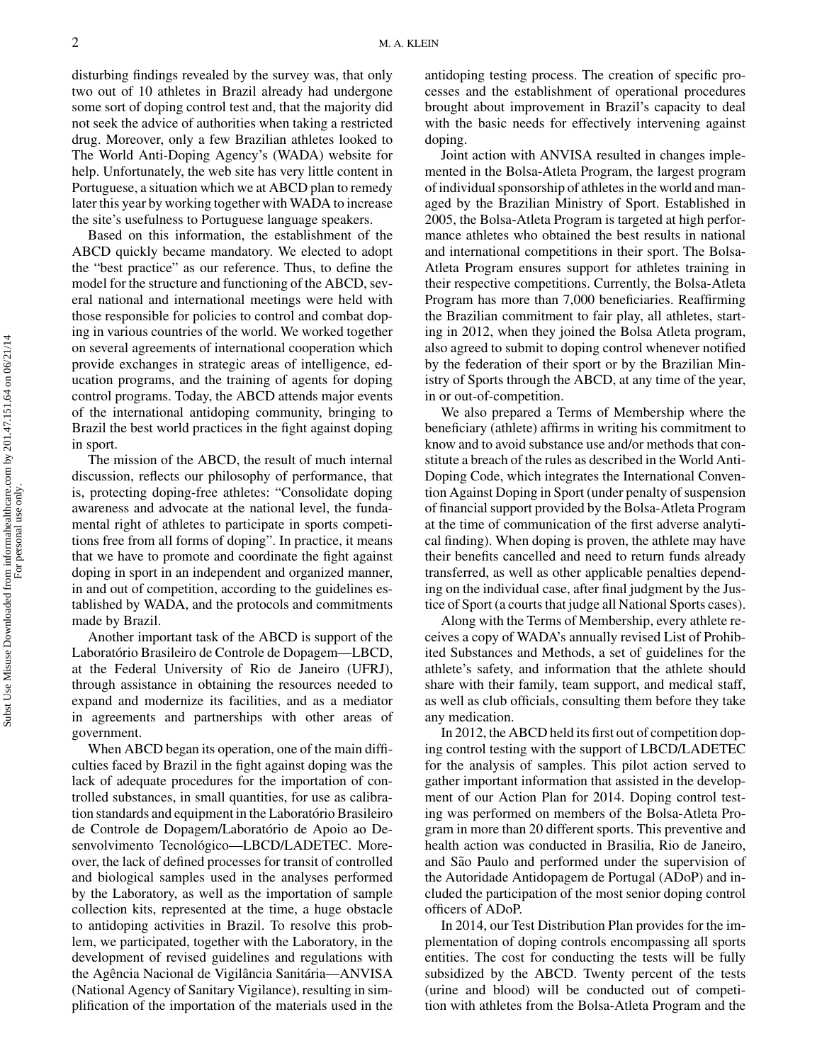disturbing findings revealed by the survey was, that only two out of 10 athletes in Brazil already had undergone some sort of doping control test and, that the majority did not seek the advice of authorities when taking a restricted drug. Moreover, only a few Brazilian athletes looked to The World Anti-Doping Agency's (WADA) website for help. Unfortunately, the web site has very little content in Portuguese, a situation which we at ABCD plan to remedy later this year by working together with WADA to increase the site's usefulness to Portuguese language speakers.

Based on this information, the establishment of the ABCD quickly became mandatory. We elected to adopt the "best practice" as our reference. Thus, to define the model for the structure and functioning of the ABCD, several national and international meetings were held with those responsible for policies to control and combat doping in various countries of the world. We worked together on several agreements of international cooperation which provide exchanges in strategic areas of intelligence, education programs, and the training of agents for doping control programs. Today, the ABCD attends major events of the international antidoping community, bringing to Brazil the best world practices in the fight against doping in sport.

The mission of the ABCD, the result of much internal discussion, reflects our philosophy of performance, that is, protecting doping-free athletes: "Consolidate doping awareness and advocate at the national level, the fundamental right of athletes to participate in sports competitions free from all forms of doping". In practice, it means that we have to promote and coordinate the fight against doping in sport in an independent and organized manner, in and out of competition, according to the guidelines established by WADA, and the protocols and commitments made by Brazil.

Another important task of the ABCD is support of the Laboratório Brasileiro de Controle de Dopagem—LBCD, at the Federal University of Rio de Janeiro (UFRJ), through assistance in obtaining the resources needed to expand and modernize its facilities, and as a mediator in agreements and partnerships with other areas of government.

When ABCD began its operation, one of the main difficulties faced by Brazil in the fight against doping was the lack of adequate procedures for the importation of controlled substances, in small quantities, for use as calibration standards and equipment in the Laboratório Brasileiro de Controle de Dopagem/Laboratório de Apoio ao Desenvolvimento Tecnológico—LBCD/LADETEC. Moreover, the lack of defined processes for transit of controlled and biological samples used in the analyses performed by the Laboratory, as well as the importation of sample collection kits, represented at the time, a huge obstacle to antidoping activities in Brazil. To resolve this problem, we participated, together with the Laboratory, in the development of revised guidelines and regulations with the Agência Nacional de Vigilância Sanitária—ANVISA (National Agency of Sanitary Vigilance), resulting in simplification of the importation of the materials used in the antidoping testing process. The creation of specific processes and the establishment of operational procedures brought about improvement in Brazil's capacity to deal with the basic needs for effectively intervening against doping.

Joint action with ANVISA resulted in changes implemented in the Bolsa-Atleta Program, the largest program of individual sponsorship of athletes in the world and managed by the Brazilian Ministry of Sport. Established in 2005, the Bolsa-Atleta Program is targeted at high performance athletes who obtained the best results in national and international competitions in their sport. The Bolsa-Atleta Program ensures support for athletes training in their respective competitions. Currently, the Bolsa-Atleta Program has more than 7,000 beneficiaries. Reaffirming the Brazilian commitment to fair play, all athletes, starting in 2012, when they joined the Bolsa Atleta program, also agreed to submit to doping control whenever notified by the federation of their sport or by the Brazilian Ministry of Sports through the ABCD, at any time of the year, in or out-of-competition.

We also prepared a Terms of Membership where the beneficiary (athlete) affirms in writing his commitment to know and to avoid substance use and/or methods that constitute a breach of the rules as described in the World Anti-Doping Code, which integrates the International Convention Against Doping in Sport (under penalty of suspension of financial support provided by the Bolsa-Atleta Program at the time of communication of the first adverse analytical finding). When doping is proven, the athlete may have their benefits cancelled and need to return funds already transferred, as well as other applicable penalties depending on the individual case, after final judgment by the Justice of Sport (a courts that judge all National Sports cases).

Along with the Terms of Membership, every athlete receives a copy of WADA's annually revised List of Prohibited Substances and Methods, a set of guidelines for the athlete's safety, and information that the athlete should share with their family, team support, and medical staff, as well as club officials, consulting them before they take any medication.

In 2012, the ABCD held its first out of competition doping control testing with the support of LBCD/LADETEC for the analysis of samples. This pilot action served to gather important information that assisted in the development of our Action Plan for 2014. Doping control testing was performed on members of the Bolsa-Atleta Program in more than 20 different sports. This preventive and health action was conducted in Brasilia, Rio de Janeiro, and São Paulo and performed under the supervision of the Autoridade Antidopagem de Portugal (ADoP) and included the participation of the most senior doping control officers of ADoP.

In 2014, our Test Distribution Plan provides for the implementation of doping controls encompassing all sports entities. The cost for conducting the tests will be fully subsidized by the ABCD. Twenty percent of the tests (urine and blood) will be conducted out of competition with athletes from the Bolsa-Atleta Program and the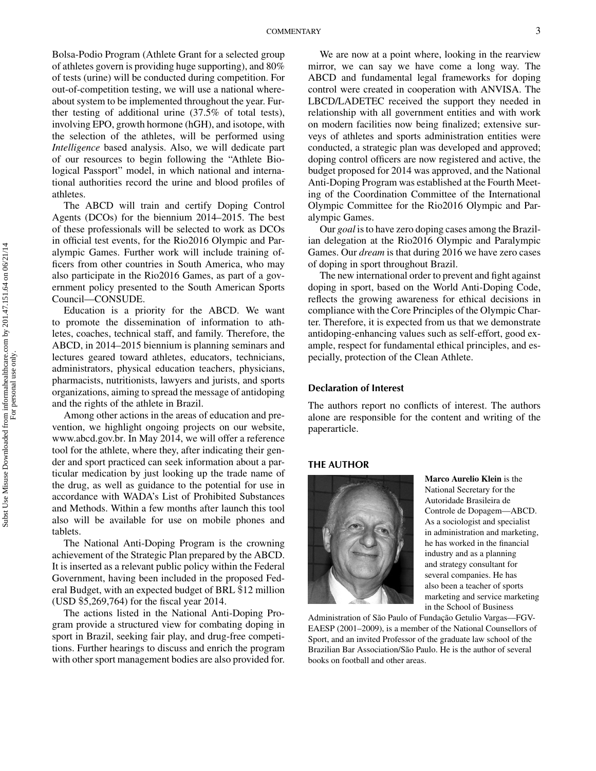Bolsa-Podio Program (Athlete Grant for a selected group of athletes govern is providing huge supporting), and 80% of tests (urine) will be conducted during competition. For out-of-competition testing, we will use a national whereabout system to be implemented throughout the year. Further testing of additional urine (37.5% of total tests), involving EPO, growth hormone (hGH), and isotope, with the selection of the athletes, will be performed using *Intelligence* based analysis. Also, we will dedicate part of our resources to begin following the "Athlete Biological Passport" model, in which national and international authorities record the urine and blood profiles of athletes.

The ABCD will train and certify Doping Control Agents (DCOs) for the biennium 2014–2015. The best of these professionals will be selected to work as DCOs in official test events, for the Rio2016 Olympic and Paralympic Games. Further work will include training officers from other countries in South America, who may also participate in the Rio2016 Games, as part of a government policy presented to the South American Sports Council—CONSUDE.

Education is a priority for the ABCD. We want to promote the dissemination of information to athletes, coaches, technical staff, and family. Therefore, the ABCD, in 2014–2015 biennium is planning seminars and lectures geared toward athletes, educators, technicians, administrators, physical education teachers, physicians, pharmacists, nutritionists, lawyers and jurists, and sports organizations, aiming to spread the message of antidoping and the rights of the athlete in Brazil.

Among other actions in the areas of education and prevention, we highlight ongoing projects on our website, www.abcd.gov.br. In May 2014, we will offer a reference tool for the athlete, where they, after indicating their gender and sport practiced can seek information about a particular medication by just looking up the trade name of the drug, as well as guidance to the potential for use in accordance with WADA's List of Prohibited Substances and Methods. Within a few months after launch this tool also will be available for use on mobile phones and tablets.

The National Anti-Doping Program is the crowning achievement of the Strategic Plan prepared by the ABCD. It is inserted as a relevant public policy within the Federal Government, having been included in the proposed Federal Budget, with an expected budget of BRL $12 million (USD $5,269,764) for the fiscal year 2014.

The actions listed in the National Anti-Doping Program provide a structured view for combating doping in sport in Brazil, seeking fair play, and drug-free competitions. Further hearings to discuss and enrich the program with other sport management bodies are also provided for.

We are now at a point where, looking in the rearview mirror, we can say we have come a long way. The ABCD and fundamental legal frameworks for doping control were created in cooperation with ANVISA. The LBCD/LADETEC received the support they needed in relationship with all government entities and with work on modern facilities now being finalized; extensive surveys of athletes and sports administration entities were conducted, a strategic plan was developed and approved; doping control officers are now registered and active, the budget proposed for 2014 was approved, and the National Anti-Doping Program was established at the Fourth Meeting of the Coordination Committee of the International Olympic Committee for the Rio2016 Olympic and Paralympic Games.

Our *goal* is to have zero doping cases among the Brazilian delegation at the Rio2016 Olympic and Paralympic Games. Our *dream* is that during 2016 we have zero cases of doping in sport throughout Brazil.

The new international order to prevent and fight against doping in sport, based on the World Anti-Doping Code, reflects the growing awareness for ethical decisions in compliance with the Core Principles of the Olympic Charter. Therefore, it is expected from us that we demonstrate antidoping-enhancing values such as self-effort, good example, respect for fundamental ethical principles, and especially, protection of the Clean Athlete.

### Declaration of Interest

The authors report no conflicts of interest. The authors alone are responsible for the content and writing of the paperarticle.

### THE AUTHOR

**Marco Aurelio Klein** is the National Secretary for the Autoridade Brasileira de Controle de Dopagem—ABCD. As a sociologist and specialist in administration and marketing, he has worked in the financial industry and as a planning and strategy consultant for several companies. He has also been a teacher of sports marketing and service marketing in the School of Business Administration of São Paulo of Fundação Getulio Vargas—FGV-EAESP (2001–2009), is a member of the National Counsellors of Sport, and an invited Professor of the graduate law school of the Brazilian Bar Association/São Paulo. He is the author of several books on football and other areas.